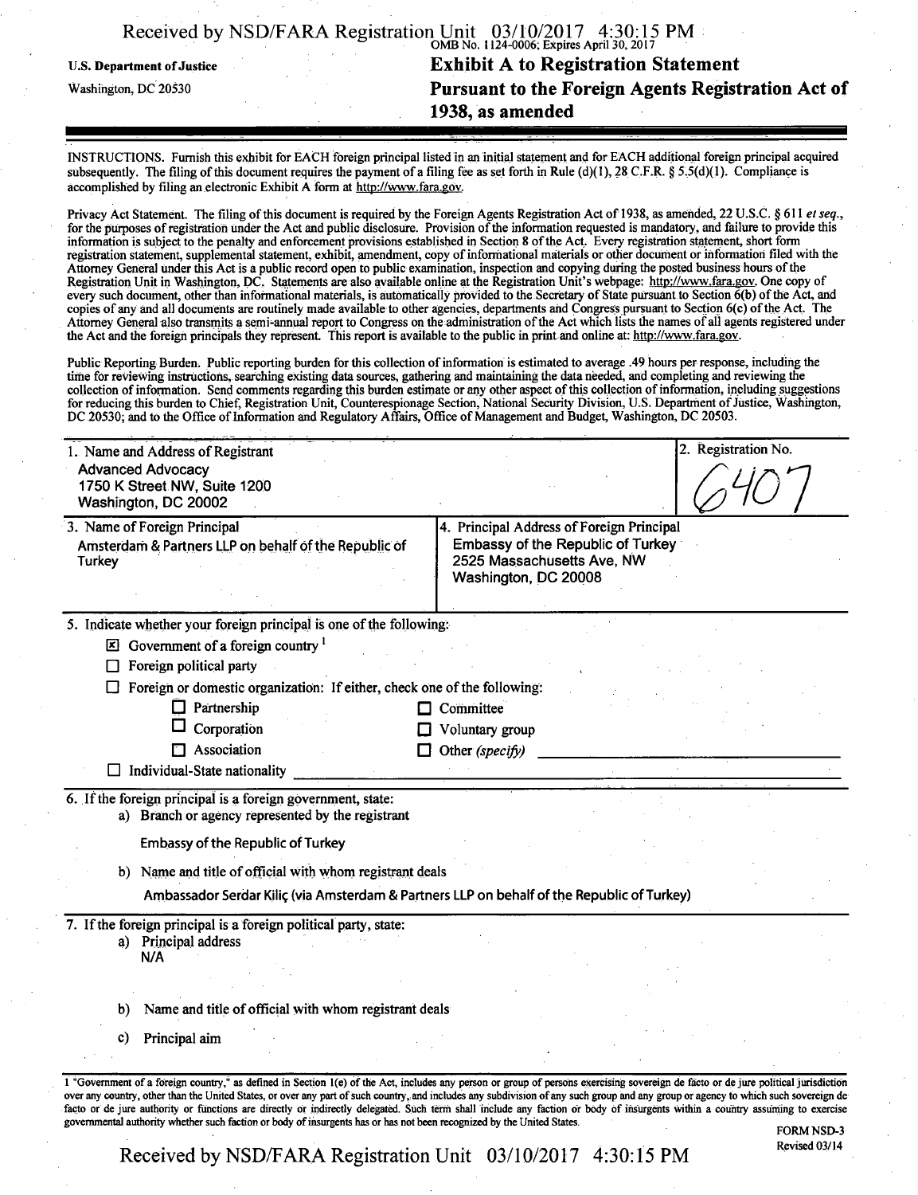OMB No. 1124-0006; Expires April 30, 2017

U.S. Department of Justice

Washington, DC 20530

# Exhibit A to Registration Statement
# Pursuant to the Foreign Agents Registration Act of 1938, as amended

INSTRUCTIONS. Furnish this exhibit for EACH foreign principal listed in an initial statement and for EACH additional foreign principal acquired subsequently. The filing of this document requires the payment of a filing fee as set forth in Rule (d)(1), 28 C.F.R. § 5.5(d)(1). Compliance is accomplished by filing an electronic Exhibit A form at http://www.fara.gov.

Privacy Act Statement. The filing of this document is required by the Foreign Agents Registration Act of 1938, as amended, 22 U.S.C. § 611 *et seq.*, for the purposes of registration under the Act and public disclosure. Provision of the information requested is mandatory, and failure to provide this information is subject to the penalty and enforcement provisions established in Section 8 of the Act. Every registration statement, short form registration statement, supplemental statement, exhibit, amendment, copy of informational materials or other document or information filed with the Attorney General under this Act is a public record open to public examination, inspection and copying during the posted business hours of the Registration Unit in Washington, DC. Statements are also available online at the Registration Unit's webpage: http://www.fara.gov. One copy of every such document, other than informational materials, is automatically provided to the Secretary of State pursuant to Section 6(b) of the Act, and copies of any and all documents are routinely made available to other agencies, departments and Congress pursuant to Section 6(c) of the Act. The Attorney General also transmits a semi-annual report to Congress on the administration of the Act which lists the names of all agents registered under the Act and the foreign principals they represent. This report is available to the public in print and online at: http://www.fara.gov.

Public Reporting Burden. Public reporting burden for this collection of information is estimated to average .49 hours per response, including the time for reviewing instructions, searching existing data sources, gathering and maintaining the data needed, and completing and reviewing the collection of information. Send comments regarding this burden estimate or any other aspect of this collection of information, including suggestions for reducing this burden to Chief, Registration Unit, Counterespionage Section, National Security Division, U.S. Department of Justice, Washington, DC 20530; and to the Office of Information and Regulatory Affairs, Office of Management and Budget, Washington, DC 20503.

| 1. Name and Address of Registrant | 2. Registration No. |
|---|---|
| Advanced Advocacy<br>1750 K Street NW, Suite 1200<br>Washington, DC 20002 | 6407 |

| 3. Name of Foreign Principal | 4. Principal Address of Foreign Principal |
|---|---|
| Amsterdam & Partners LLP on behalf of the Republic of Turkey | Embassy of the Republic of Turkey<br>2525 Massachusetts Ave, NW<br>Washington, DC 20008 |

5. Indicate whether your foreign principal is one of the following:

- [x] Government of a foreign country [1]
- [ ] Foreign political party
- [ ] Foreign or domestic organization: If either, check one of the following:
  - [ ] Partnership
  - [ ] Corporation
  - [ ] Association
  - [ ] Committee
  - [ ] Voluntary group
  - [ ] Other *(specify)* ______
- [ ] Individual-State nationality ______

6. If the foreign principal is a foreign government, state:

   a) Branch or agency represented by the registrant

   Embassy of the Republic of Turkey

   b) Name and title of official with whom registrant deals

   Ambassador Serdar Kiliç (via Amsterdam & Partners LLP on behalf of the Republic of Turkey)

7. If the foreign principal is a foreign political party, state:

   a) Principal address
   N/A

   b) Name and title of official with whom registrant deals

   c) Principal aim

1 "Government of a foreign country," as defined in Section 1(e) of the Act, includes any person or group of persons exercising sovereign de facto or de jure political jurisdiction over any country, other than the United States, or over any part of such country, and includes any subdivision of any such group and any group or agency to which such sovereign de facto or de jure authority or functions are directly or indirectly delegated. Such term shall include any faction or body of insurgents within a country assuming to exercise governmental authority whether such faction or body of insurgents has or has not been recognized by the United States.

FORM NSD-3
Revised 03/14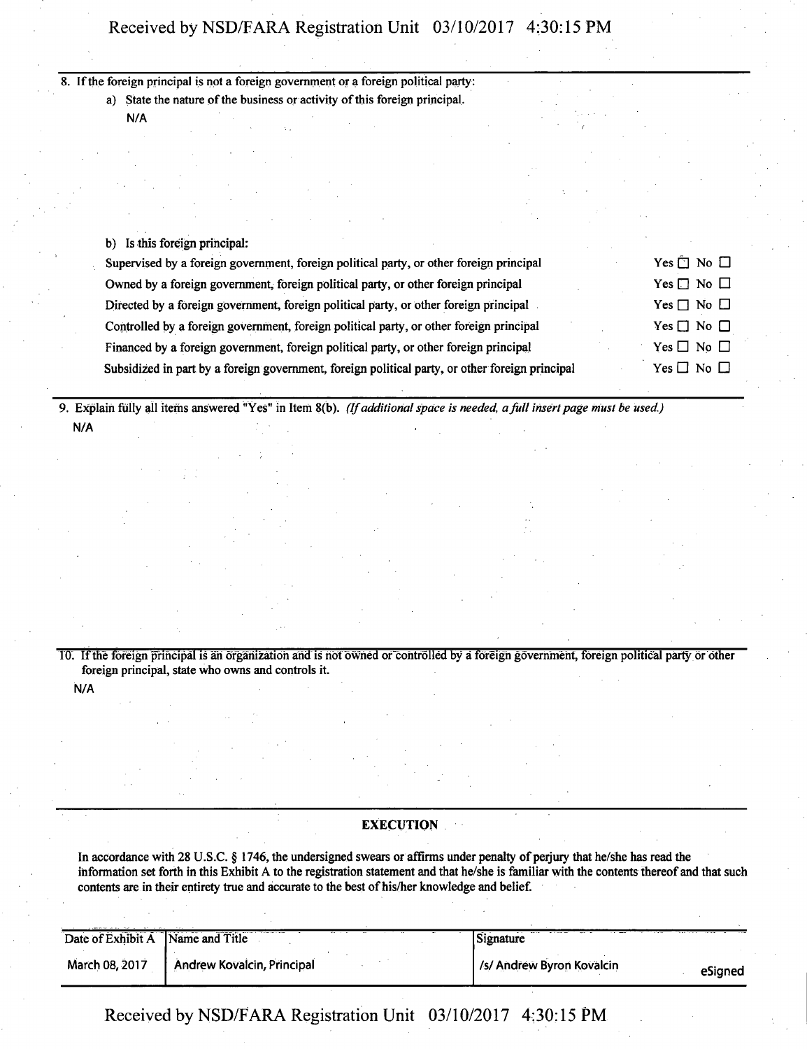8. If the foreign principal is not a foreign government or a foreign political party:

   a) State the nature of the business or activity of this foreign principal.

   N/A

   b) Is this foreign principal:

| | |
|---|---|
| Supervised by a foreign government, foreign political party, or other foreign principal | Yes ☐ No ☐ |
| Owned by a foreign government, foreign political party, or other foreign principal | Yes ☐ No ☐ |
| Directed by a foreign government, foreign political party, or other foreign principal | Yes ☐ No ☐ |
| Controlled by a foreign government, foreign political party, or other foreign principal | Yes ☐ No ☐ |
| Financed by a foreign government, foreign political party, or other foreign principal | Yes ☐ No ☐ |
| Subsidized in part by a foreign government, foreign political party, or other foreign principal | Yes ☐ No ☐ |

9. Explain fully all items answered "Yes" in Item 8(b). *(If additional space is needed, a full insert page must be used.)*

   N/A

10. If the foreign principal is an organization and is not owned or controlled by a foreign government, foreign political party or other foreign principal, state who owns and controls it.

   N/A

**EXECUTION**

In accordance with 28 U.S.C. § 1746, the undersigned swears or affirms under penalty of perjury that he/she has read the information set forth in this Exhibit A to the registration statement and that he/she is familiar with the contents thereof and that such contents are in their entirety true and accurate to the best of his/her knowledge and belief.

| Date of Exhibit A | Name and Title | Signature |
|---|---|---|
| March 08, 2017 | Andrew Kovalcin, Principal | /s/ Andrew Byron Kovalcin eSigned |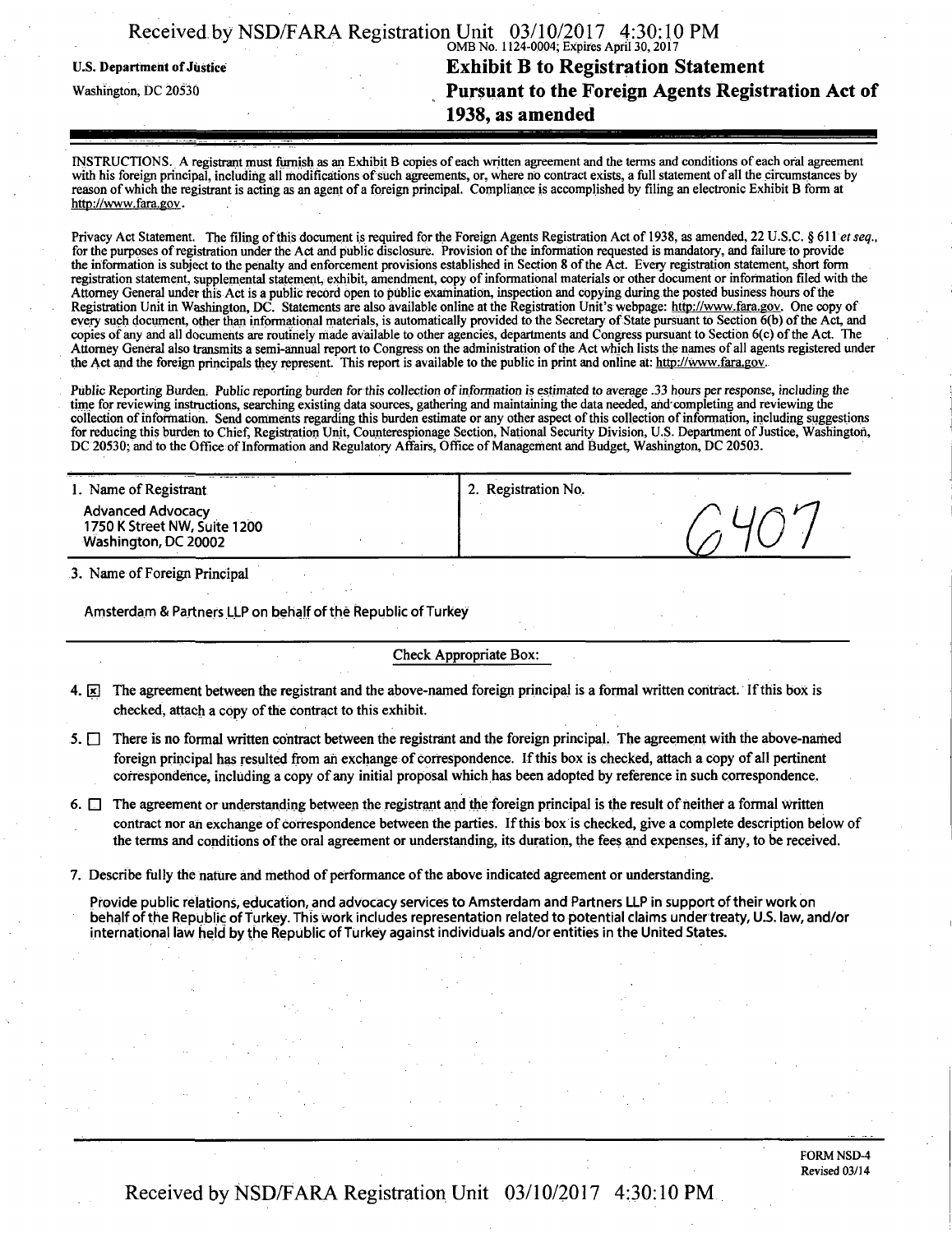OMB No. 1124-0004; Expires April 30, 2017

U.S. Department of Justice

Washington, DC 20530

# Exhibit B to Registration Statement Pursuant to the Foreign Agents Registration Act of 1938, as amended

INSTRUCTIONS. A registrant must furnish as an Exhibit B copies of each written agreement and the terms and conditions of each oral agreement with his foreign principal, including all modifications of such agreements, or, where no contract exists, a full statement of all the circumstances by reason of which the registrant is acting as an agent of a foreign principal. Compliance is accomplished by filing an electronic Exhibit B form at http://www.fara.gov.

Privacy Act Statement. The filing of this document is required for the Foreign Agents Registration Act of 1938, as amended, 22 U.S.C. § 611 *et seq.*, for the purposes of registration under the Act and public disclosure. Provision of the information requested is mandatory, and failure to provide the information is subject to the penalty and enforcement provisions established in Section 8 of the Act. Every registration statement, short form registration statement, supplemental statement, exhibit, amendment, copy of informational materials or other document or information filed with the Attorney General under this Act is a public record open to public examination, inspection and copying during the posted business hours of the Registration Unit in Washington, DC. Statements are also available online at the Registration Unit's webpage: http://www.fara.gov. One copy of every such document, other than informational materials, is automatically provided to the Secretary of State pursuant to Section 6(b) of the Act, and copies of any and all documents are routinely made available to other agencies, departments and Congress pursuant to Section 6(c) of the Act. The Attorney General also transmits a semi-annual report to Congress on the administration of the Act which lists the names of all agents registered under the Act and the foreign principals they represent. This report is available to the public in print and online at: http://www.fara.gov.

Public Reporting Burden. Public reporting burden for this collection of information is estimated to average .33 hours per response, including the time for reviewing instructions, searching existing data sources, gathering and maintaining the data needed, and completing and reviewing the collection of information. Send comments regarding this burden estimate or any other aspect of this collection of information, including suggestions for reducing this burden to Chief, Registration Unit, Counterespionage Section, National Security Division, U.S. Department of Justice, Washington, DC 20530; and to the Office of Information and Regulatory Affairs, Office of Management and Budget, Washington, DC 20503.

| 1. Name of Registrant | 2. Registration No. |
|---|---|
| Advanced Advocacy<br>1750 K Street NW, Suite 1200<br>Washington, DC 20002 | 6407 |

3. Name of Foreign Principal

Amsterdam & Partners LLP on behalf of the Republic of Turkey

Check Appropriate Box:

4. [x] The agreement between the registrant and the above-named foreign principal is a formal written contract. If this box is checked, attach a copy of the contract to this exhibit.

5. [ ] There is no formal written contract between the registrant and the foreign principal. The agreement with the above-named foreign principal has resulted from an exchange of correspondence. If this box is checked, attach a copy of all pertinent correspondence, including a copy of any initial proposal which has been adopted by reference in such correspondence.

6. [ ] The agreement or understanding between the registrant and the foreign principal is the result of neither a formal written contract nor an exchange of correspondence between the parties. If this box is checked, give a complete description below of the terms and conditions of the oral agreement or understanding, its duration, the fees and expenses, if any, to be received.

7. Describe fully the nature and method of performance of the above indicated agreement or understanding.

Provide public relations, education, and advocacy services to Amsterdam and Partners LLP in support of their work on behalf of the Republic of Turkey. This work includes representation related to potential claims under treaty, U.S. law, and/or international law held by the Republic of Turkey against individuals and/or entities in the United States.

FORM NSD-4
Revised 03/14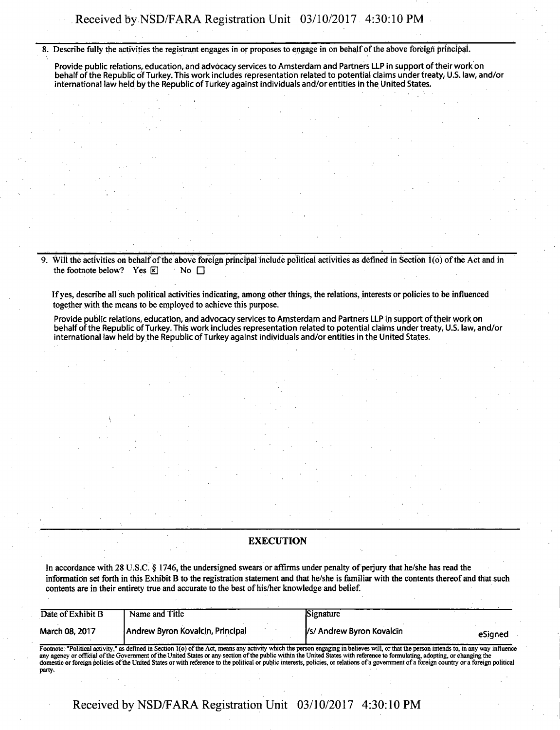8. Describe fully the activities the registrant engages in or proposes to engage in on behalf of the above foreign principal.

Provide public relations, education, and advocacy services to Amsterdam and Partners LLP in support of their work on behalf of the Republic of Turkey. This work includes representation related to potential claims under treaty, U.S. law, and/or international law held by the Republic of Turkey against individuals and/or entities in the United States.

9. Will the activities on behalf of the above foreign principal include political activities as defined in Section 1(o) of the Act and in the footnote below? Yes ☒ No ☐

If yes, describe all such political activities indicating, among other things, the relations, interests or policies to be influenced together with the means to be employed to achieve this purpose.

Provide public relations, education, and advocacy services to Amsterdam and Partners LLP in support of their work on behalf of the Republic of Turkey. This work includes representation related to potential claims under treaty, U.S. law, and/or international law held by the Republic of Turkey against individuals and/or entities in the United States.

## EXECUTION

In accordance with 28 U.S.C. § 1746, the undersigned swears or affirms under penalty of perjury that he/she has read the information set forth in this Exhibit B to the registration statement and that he/she is familiar with the contents thereof and that such contents are in their entirety true and accurate to the best of his/her knowledge and belief.

| Date of Exhibit B | Name and Title | Signature |
|---|---|---|
| March 08, 2017 | Andrew Byron Kovalcin, Principal | /s/ Andrew Byron Kovalcin eSigned |

Footnote: "Political activity," as defined in Section 1(o) of the Act, means any activity which the person engaging in believes will, or that the person intends to, in any way influence any agency or official of the Government of the United States or any section of the public within the United States with reference to formulating, adopting, or changing the domestic or foreign policies of the United States or with reference to the political or public interests, policies, or relations of a government of a foreign country or a foreign political party.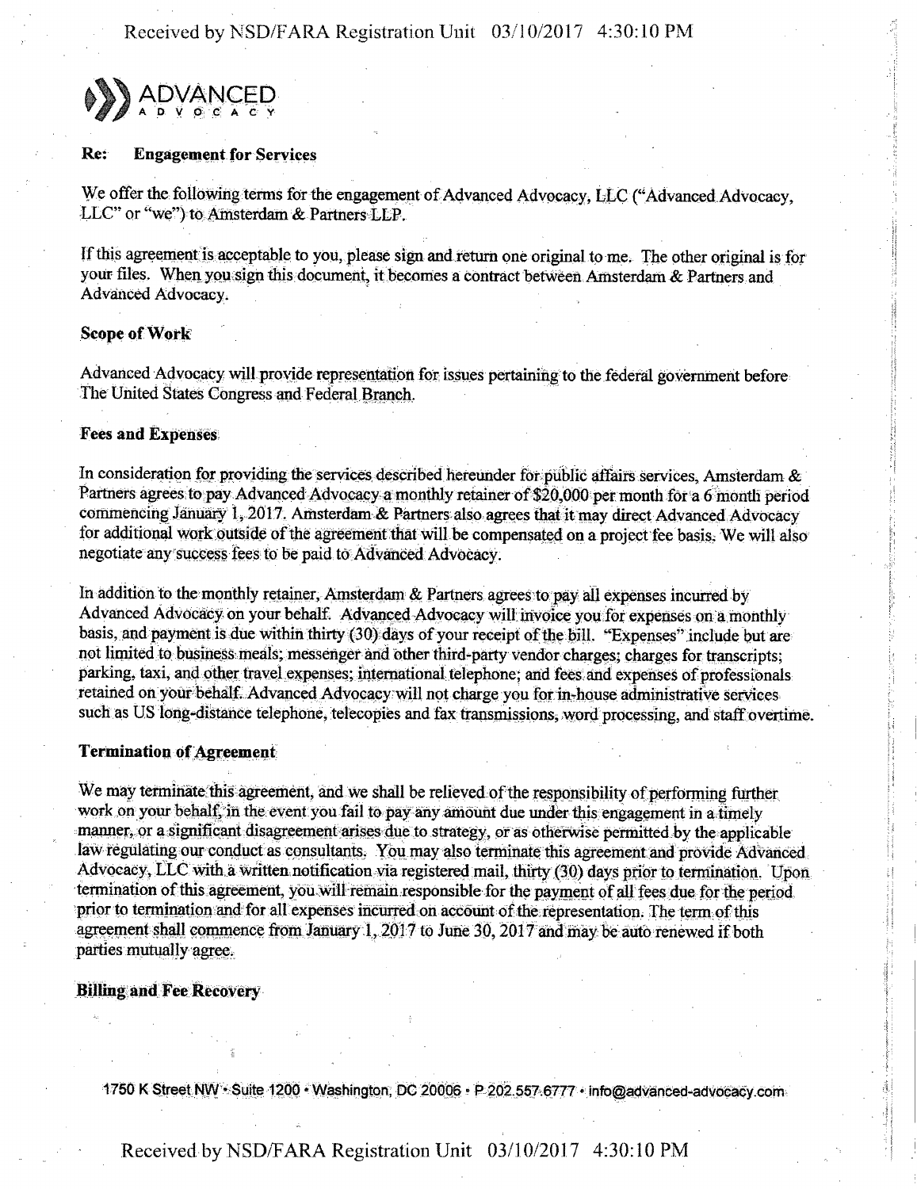# ADVANCED ADVOCACY

**Re: Engagement for Services**

We offer the following terms for the engagement of Advanced Advocacy, LLC ("Advanced Advocacy, LLC" or "we") to Amsterdam & Partners LLP.

If this agreement is acceptable to you, please sign and return one original to me. The other original is for your files. When you sign this document, it becomes a contract between Amsterdam & Partners and Advanced Advocacy.

**Scope of Work**

Advanced Advocacy will provide representation for issues pertaining to the federal government before The United States Congress and Federal Branch.

**Fees and Expenses**

In consideration for providing the services described hereunder for public affairs services, Amsterdam & Partners agrees to pay Advanced Advocacy a monthly retainer of $20,000 per month for a 6 month period commencing January 1, 2017. Amsterdam & Partners also agrees that it may direct Advanced Advocacy for additional work outside of the agreement that will be compensated on a project fee basis. We will also negotiate any success fees to be paid to Advanced Advocacy.

In addition to the monthly retainer, Amsterdam & Partners agrees to pay all expenses incurred by Advanced Advocacy on your behalf. Advanced Advocacy will invoice you for expenses on a monthly basis, and payment is due within thirty (30) days of your receipt of the bill. "Expenses" include but are not limited to business meals; messenger and other third-party vendor charges; charges for transcripts; parking, taxi, and other travel expenses; international telephone; and fees and expenses of professionals retained on your behalf. Advanced Advocacy will not charge you for in-house administrative services such as US long-distance telephone, telecopies and fax transmissions, word processing, and staff overtime.

**Termination of Agreement**

We may terminate this agreement, and we shall be relieved of the responsibility of performing further work on your behalf, in the event you fail to pay any amount due under this engagement in a timely manner, or a significant disagreement arises due to strategy, or as otherwise permitted by the applicable law regulating our conduct as consultants. You may also terminate this agreement and provide Advanced Advocacy, LLC with a written notification via registered mail, thirty (30) days prior to termination. Upon termination of this agreement, you will remain responsible for the payment of all fees due for the period prior to termination and for all expenses incurred on account of the representation. The term of this agreement shall commence from January 1, 2017 to June 30, 2017 and may be auto renewed if both parties mutually agree.

**Billing and Fee Recovery**

1750 K Street NW • Suite 1200 • Washington, DC 20006 • P 202.557.6777 • info@advanced-advocacy.com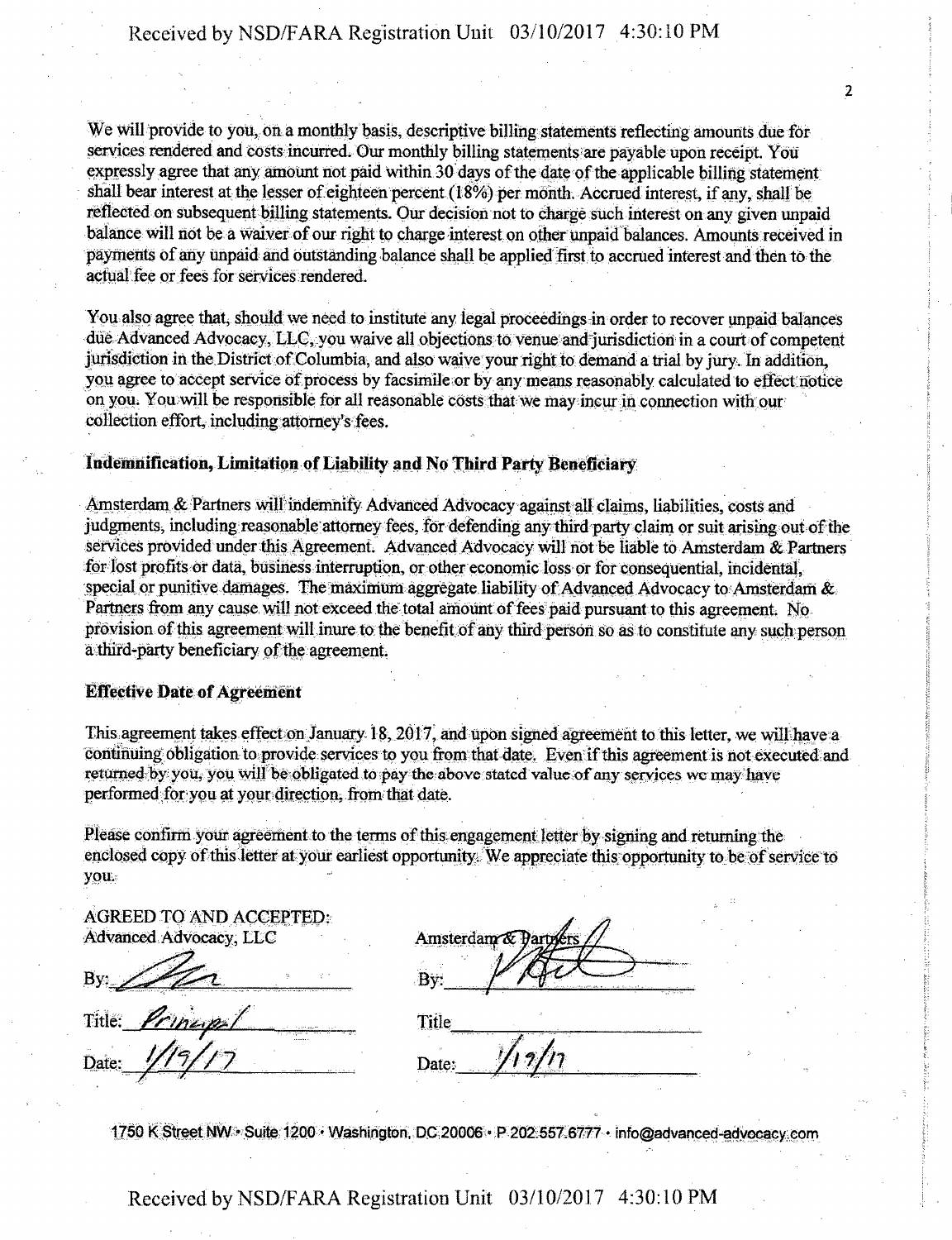We will provide to you, on a monthly basis, descriptive billing statements reflecting amounts due for services rendered and costs incurred. Our monthly billing statements are payable upon receipt. You expressly agree that any amount not paid within 30 days of the date of the applicable billing statement shall bear interest at the lesser of eighteen percent (18%) per month. Accrued interest, if any, shall be reflected on subsequent billing statements. Our decision not to charge such interest on any given unpaid balance will not be a waiver of our right to charge interest on other unpaid balances. Amounts received in payments of any unpaid and outstanding balance shall be applied first to accrued interest and then to the actual fee or fees for services rendered.

You also agree that, should we need to institute any legal proceedings in order to recover unpaid balances due Advanced Advocacy, LLC, you waive all objections to venue and jurisdiction in a court of competent jurisdiction in the District of Columbia, and also waive your right to demand a trial by jury. In addition, you agree to accept service of process by facsimile or by any means reasonably calculated to effect notice on you. You will be responsible for all reasonable costs that we may incur in connection with our collection effort, including attorney's fees.

**Indemnification, Limitation of Liability and No Third Party Beneficiary**

Amsterdam & Partners will indemnify Advanced Advocacy against all claims, liabilities, costs and judgments, including reasonable attorney fees, for defending any third party claim or suit arising out of the services provided under this Agreement. Advanced Advocacy will not be liable to Amsterdam & Partners for lost profits or data, business interruption, or other economic loss or for consequential, incidental, special or punitive damages. The maximum aggregate liability of Advanced Advocacy to Amsterdam & Partners from any cause will not exceed the total amount of fees paid pursuant to this agreement. No provision of this agreement will inure to the benefit of any third person so as to constitute any such person a third-party beneficiary of the agreement.

**Effective Date of Agreement**

This agreement takes effect on January 18, 2017, and upon signed agreement to this letter, we will have a continuing obligation to provide services to you from that date. Even if this agreement is not executed and returned by you, you will be obligated to pay the above stated value of any services we may have performed for you at your direction, from that date.

Please confirm your agreement to the terms of this engagement letter by signing and returning the enclosed copy of this letter at your earliest opportunity. We appreciate this opportunity to be of service to you.

AGREED TO AND ACCEPTED:
Advanced Advocacy, LLC

By: [signature]

Title: Principal

Date: 1/19/17

Amsterdam & Partners

By: [signature]

Title

Date: 1/19/17

1750 K Street NW • Suite 1200 • Washington, DC 20006 • P 202.557.6777 • info@advanced-advocacy.com